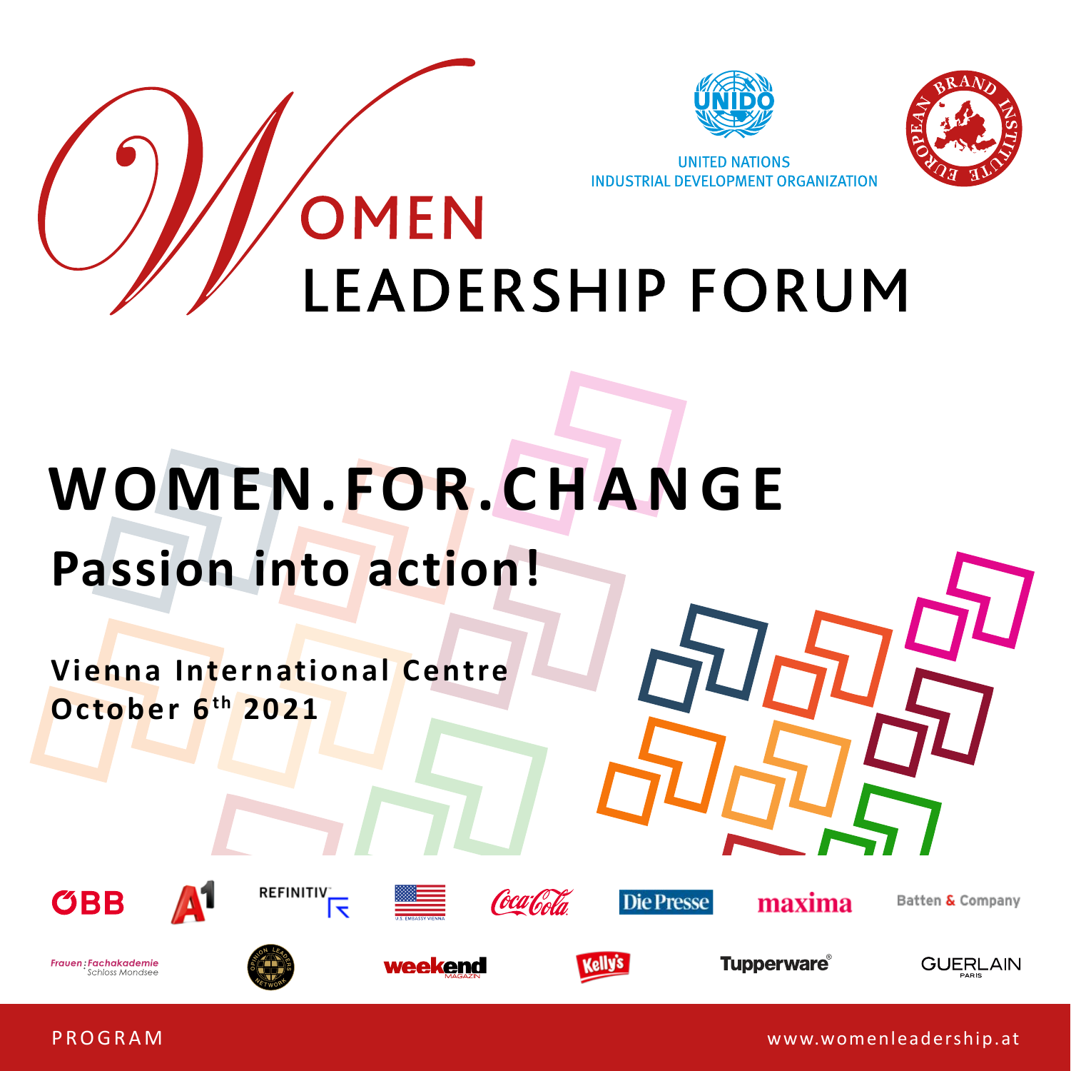# WOMEN LEADERSHIP FORUM

UNITED NATIONS
INDUSTRIAL DEVELOPMENT ORGANIZATION

EUROPEAN BRAND INSTITUTE

## WOMEN.FOR.CHANGE

### Passion into action!

**Vienna International Centre**
**October 6th 2021**

ÖBB · A1 · REFINITIV · U.S. EMBASSY VIENNA · Coca-Cola · Die Presse · maxima · Batten & Company

Frauen:Fachakademie Schloss Mondsee · Opinion Leaders Network · weekend MAGAZIN · Kelly's · Tupperware® · GUERLAIN PARIS

PROGRAM

www.womenleadership.at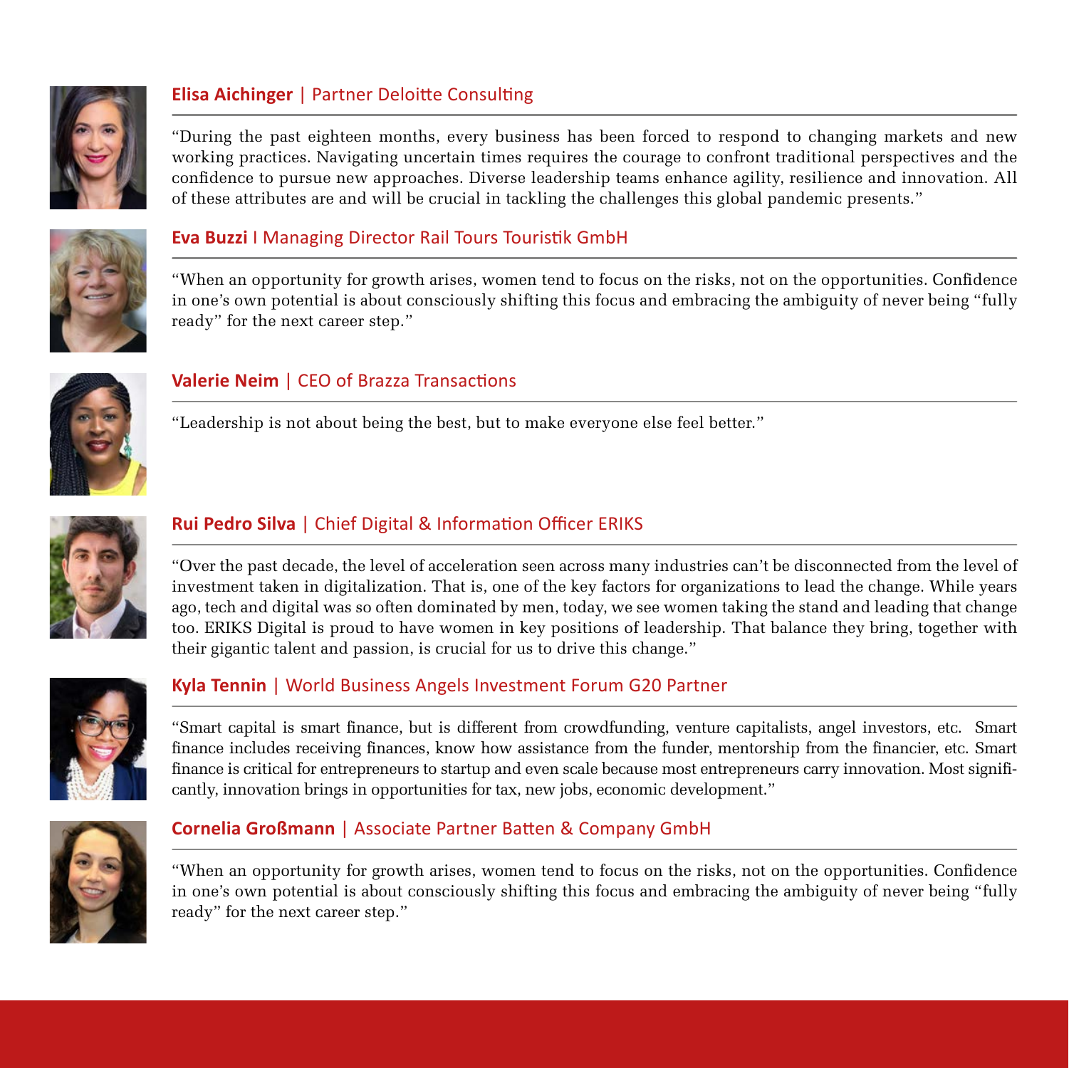**Elisa Aichinger** | Partner Deloitte Consulting

"During the past eighteen months, every business has been forced to respond to changing markets and new working practices. Navigating uncertain times requires the courage to confront traditional perspectives and the confidence to pursue new approaches. Diverse leadership teams enhance agility, resilience and innovation. All of these attributes are and will be crucial in tackling the challenges this global pandemic presents."

**Eva Buzzi** I Managing Director Rail Tours Touristik GmbH

"When an opportunity for growth arises, women tend to focus on the risks, not on the opportunities. Confidence in one's own potential is about consciously shifting this focus and embracing the ambiguity of never being "fully ready" for the next career step."

**Valerie Neim** | CEO of Brazza Transactions

"Leadership is not about being the best, but to make everyone else feel better."

**Rui Pedro Silva** | Chief Digital & Information Officer ERIKS

"Over the past decade, the level of acceleration seen across many industries can't be disconnected from the level of investment taken in digitalization. That is, one of the key factors for organizations to lead the change. While years ago, tech and digital was so often dominated by men, today, we see women taking the stand and leading that change too. ERIKS Digital is proud to have women in key positions of leadership. That balance they bring, together with their gigantic talent and passion, is crucial for us to drive this change."

**Kyla Tennin** | World Business Angels Investment Forum G20 Partner

"Smart capital is smart finance, but is different from crowdfunding, venture capitalists, angel investors, etc. Smart finance includes receiving finances, know how assistance from the funder, mentorship from the financier, etc. Smart finance is critical for entrepreneurs to startup and even scale because most entrepreneurs carry innovation. Most significantly, innovation brings in opportunities for tax, new jobs, economic development."

**Cornelia Großmann** | Associate Partner Batten & Company GmbH

"When an opportunity for growth arises, women tend to focus on the risks, not on the opportunities. Confidence in one's own potential is about consciously shifting this focus and embracing the ambiguity of never being "fully ready" for the next career step."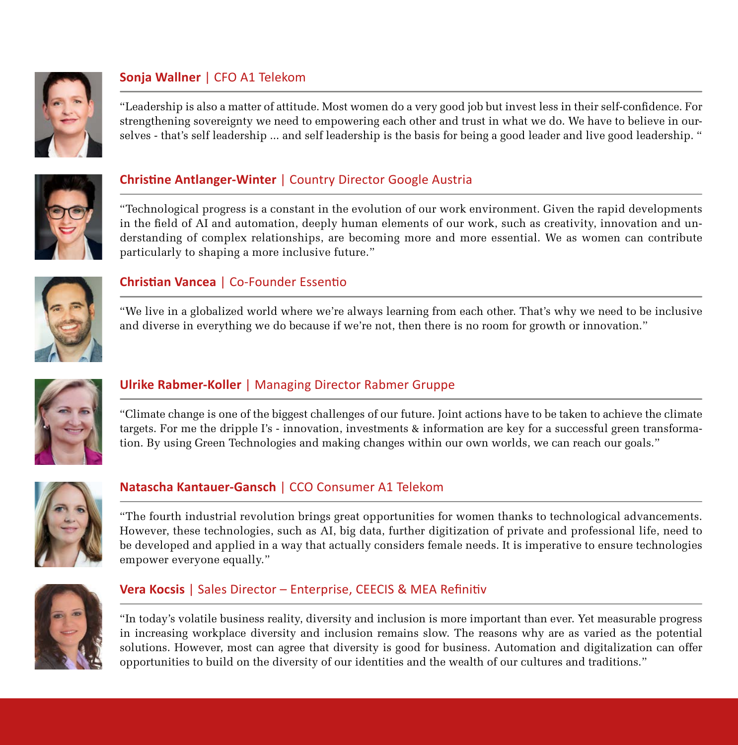**Sonja Wallner** | CFO A1 Telekom

"Leadership is also a matter of attitude. Most women do a very good job but invest less in their self-confidence. For strengthening sovereignty we need to empowering each other and trust in what we do. We have to believe in ourselves - that's self leadership ... and self leadership is the basis for being a good leader and live good leadership. "

**Christine Antlanger-Winter** | Country Director Google Austria

"Technological progress is a constant in the evolution of our work environment. Given the rapid developments in the field of AI and automation, deeply human elements of our work, such as creativity, innovation and understanding of complex relationships, are becoming more and more essential. We as women can contribute particularly to shaping a more inclusive future."

**Christian Vancea** | Co-Founder Essentio

"We live in a globalized world where we're always learning from each other. That's why we need to be inclusive and diverse in everything we do because if we're not, then there is no room for growth or innovation."

**Ulrike Rabmer-Koller** | Managing Director Rabmer Gruppe

"Climate change is one of the biggest challenges of our future. Joint actions have to be taken to achieve the climate targets. For me the dripple I's - innovation, investments & information are key for a successful green transformation. By using Green Technologies and making changes within our own worlds, we can reach our goals."

**Natascha Kantauer-Gansch** | CCO Consumer A1 Telekom

"The fourth industrial revolution brings great opportunities for women thanks to technological advancements. However, these technologies, such as AI, big data, further digitization of private and professional life, need to be developed and applied in a way that actually considers female needs. It is imperative to ensure technologies empower everyone equally."

**Vera Kocsis** | Sales Director – Enterprise, CEECIS & MEA Refinitiv

"In today's volatile business reality, diversity and inclusion is more important than ever. Yet measurable progress in increasing workplace diversity and inclusion remains slow. The reasons why are as varied as the potential solutions. However, most can agree that diversity is good for business. Automation and digitalization can offer opportunities to build on the diversity of our identities and the wealth of our cultures and traditions."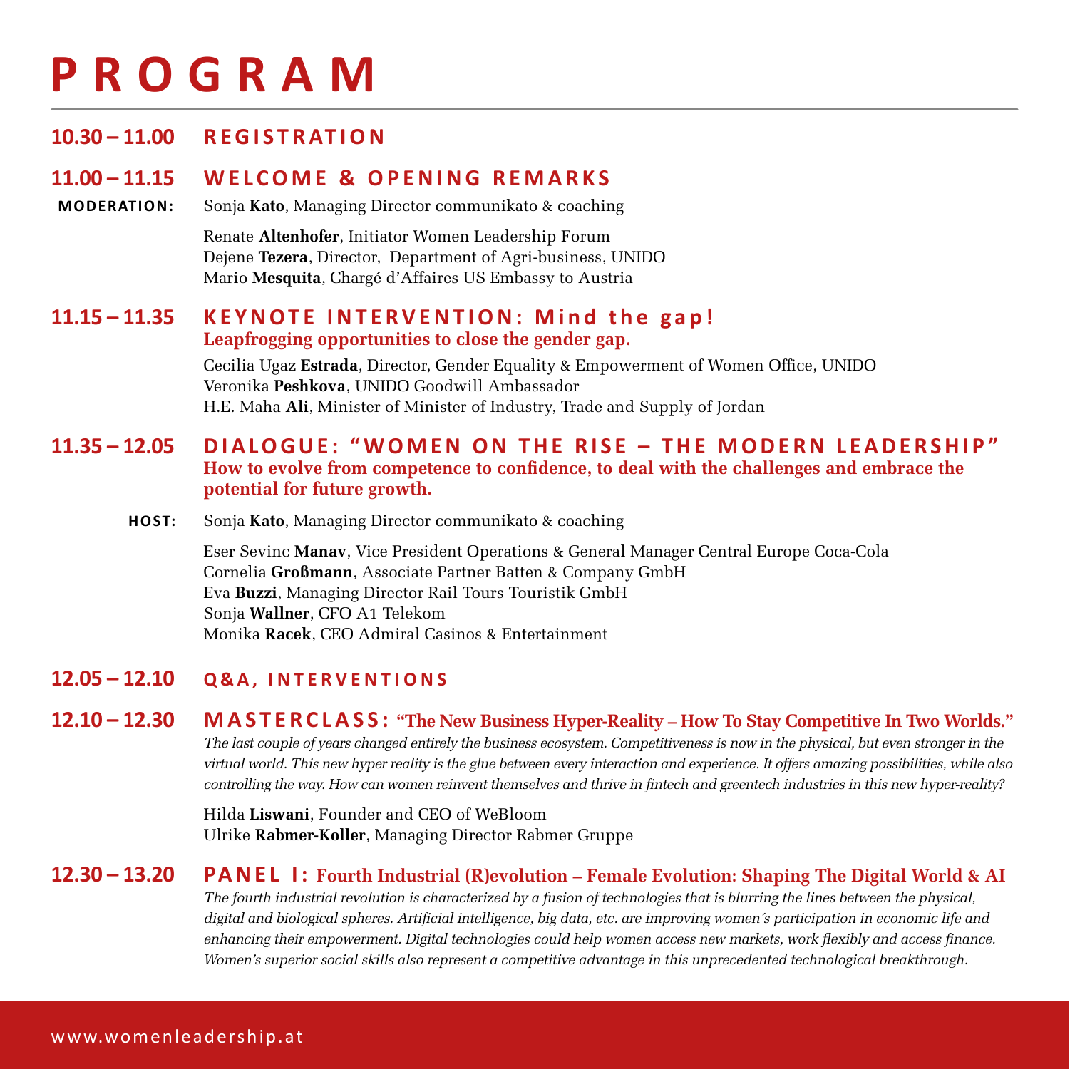# PROGRAM

## 10.30 – 11.00 REGISTRATION

## 11.00 – 11.15 WELCOME & OPENING REMARKS

**MODERATION:** Sonja **Kato**, Managing Director communikato & coaching

Renate **Altenhofer**, Initiator Women Leadership Forum
Dejene **Tezera**, Director, Department of Agri-business, UNIDO
Mario **Mesquita**, Chargé d'Affaires US Embassy to Austria

## 11.15 – 11.35 KEYNOTE INTERVENTION: Mind the gap!

**Leapfrogging opportunities to close the gender gap.**

Cecilia Ugaz **Estrada**, Director, Gender Equality & Empowerment of Women Office, UNIDO
Veronika **Peshkova**, UNIDO Goodwill Ambassador
H.E. Maha **Ali**, Minister of Minister of Industry, Trade and Supply of Jordan

## 11.35 – 12.05 DIALOGUE: "WOMEN ON THE RISE – THE MODERN LEADERSHIP"

**How to evolve from competence to confidence, to deal with the challenges and embrace the potential for future growth.**

**HOST:** Sonja **Kato**, Managing Director communikato & coaching

Eser Sevinc **Manav**, Vice President Operations & General Manager Central Europe Coca-Cola
Cornelia **Großmann**, Associate Partner Batten & Company GmbH
Eva **Buzzi**, Managing Director Rail Tours Touristik GmbH
Sonja **Wallner**, CFO A1 Telekom
Monika **Racek**, CEO Admiral Casinos & Entertainment

## 12.05 – 12.10 Q&A, INTERVENTIONS

## 12.10 – 12.30 MASTERCLASS: "The New Business Hyper-Reality – How To Stay Competitive In Two Worlds."

*The last couple of years changed entirely the business ecosystem. Competitiveness is now in the physical, but even stronger in the virtual world. This new hyper reality is the glue between every interaction and experience. It offers amazing possibilities, while also controlling the way. How can women reinvent themselves and thrive in fintech and greentech industries in this new hyper-reality?*

Hilda **Liswani**, Founder and CEO of WeBloom
Ulrike **Rabmer-Koller**, Managing Director Rabmer Gruppe

## 12.30 – 13.20 PANEL I: Fourth Industrial (R)evolution – Female Evolution: Shaping The Digital World & AI

*The fourth industrial revolution is characterized by a fusion of technologies that is blurring the lines between the physical, digital and biological spheres. Artificial intelligence, big data, etc. are improving women´s participation in economic life and enhancing their empowerment. Digital technologies could help women access new markets, work flexibly and access finance. Women's superior social skills also represent a competitive advantage in this unprecedented technological breakthrough.*

www.womenleadership.at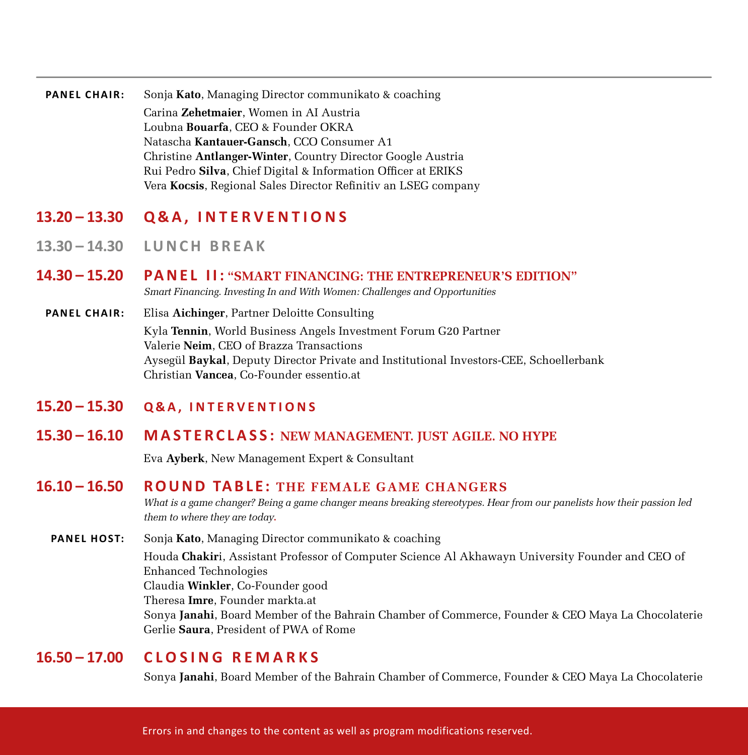**PANEL CHAIR:** Sonja **Kato**, Managing Director communikato & coaching

Carina **Zehetmaier**, Women in AI Austria
Loubna **Bouarfa**, CEO & Founder OKRA
Natascha **Kantauer-Gansch**, CCO Consumer A1
Christine **Antlanger-Winter**, Country Director Google Austria
Rui Pedro **Silva**, Chief Digital & Information Officer at ERIKS
Vera **Kocsis**, Regional Sales Director Refinitiv an LSEG company

## 13.20 – 13.30 Q&A, INTERVENTIONS

## 13.30 – 14.30 LUNCH BREAK

## 14.30 – 15.20 PANEL II: "SMART FINANCING: THE ENTREPRENEUR'S EDITION"

*Smart Financing. Investing In and With Women: Challenges and Opportunities*

**PANEL CHAIR:** Elisa **Aichinger**, Partner Deloitte Consulting

Kyla **Tennin**, World Business Angels Investment Forum G20 Partner
Valerie **Neim**, CEO of Brazza Transactions
Aysegül **Baykal**, Deputy Director Private and Institutional Investors-CEE, Schoellerbank
Christian **Vancea**, Co-Founder essentio.at

## 15.20 – 15.30 Q&A, INTERVENTIONS

## 15.30 – 16.10 MASTERCLASS: NEW MANAGEMENT. JUST AGILE. NO HYPE

Eva **Ayberk**, New Management Expert & Consultant

## 16.10 – 16.50 ROUND TABLE: THE FEMALE GAME CHANGERS

*What is a game changer? Being a game changer means breaking stereotypes. Hear from our panelists how their passion led them to where they are today.*

**PANEL HOST:** Sonja **Kato**, Managing Director communikato & coaching

Houda **Chakir**i, Assistant Professor of Computer Science Al Akhawayn University Founder and CEO of Enhanced Technologies
Claudia **Winkler**, Co-Founder good
Theresa **Imre**, Founder markta.at
Sonya **Janahi**, Board Member of the Bahrain Chamber of Commerce, Founder & CEO Maya La Chocolaterie
Gerlie **Saura**, President of PWA of Rome

## 16.50 – 17.00 CLOSING REMARKS

Sonya **Janahi**, Board Member of the Bahrain Chamber of Commerce, Founder & CEO Maya La Chocolaterie

Errors in and changes to the content as well as program modifications reserved.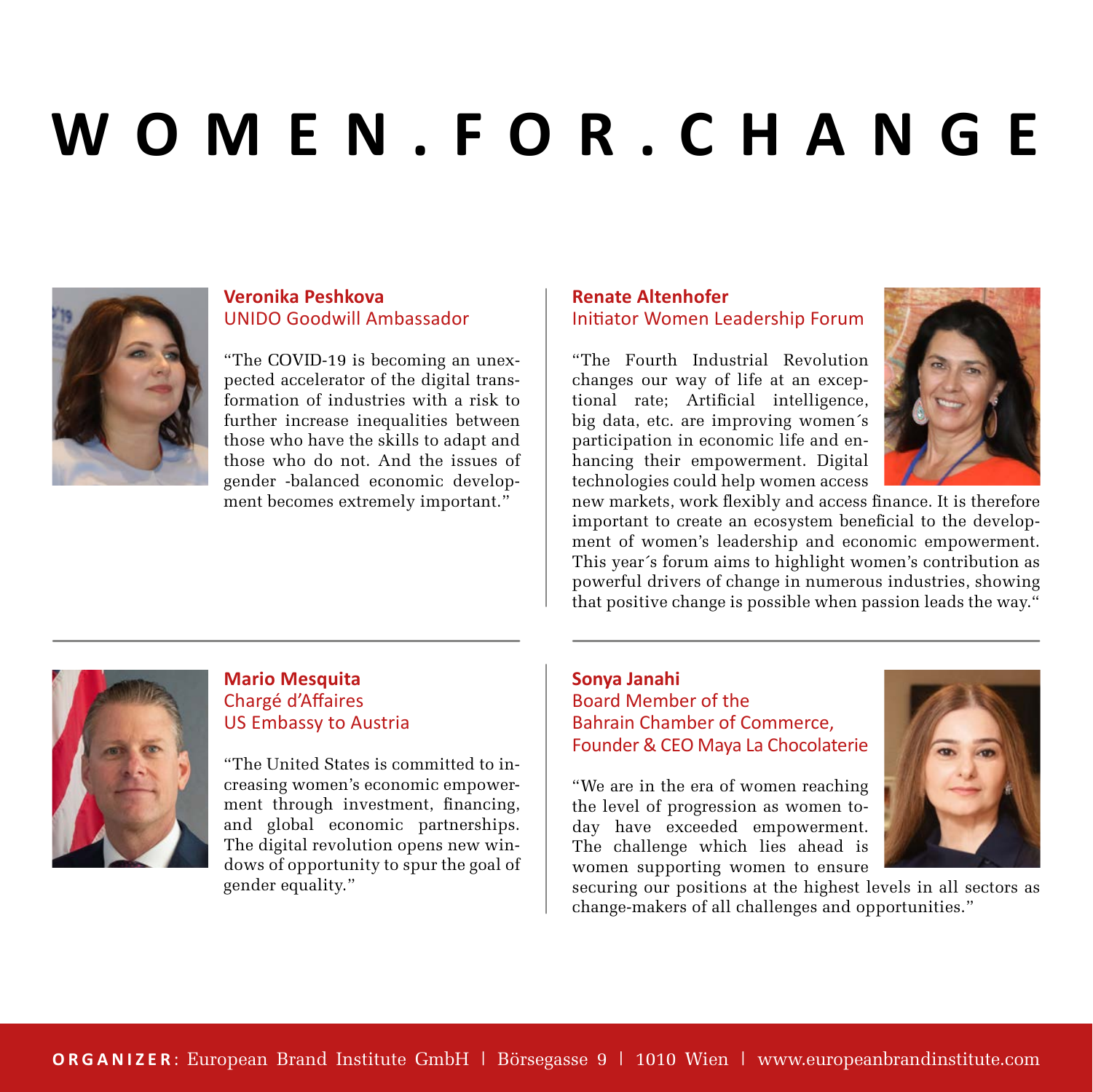# W O M E N . F O R . C H A N G E

**Veronika Peshkova**
UNIDO Goodwill Ambassador

"The COVID-19 is becoming an unexpected accelerator of the digital transformation of industries with a risk to further increase inequalities between those who have the skills to adapt and those who do not. And the issues of gender -balanced economic development becomes extremely important."

**Renate Altenhofer**
Initiator Women Leadership Forum

"The Fourth Industrial Revolution changes our way of life at an exceptional rate; Artificial intelligence, big data, etc. are improving women´s participation in economic life and enhancing their empowerment. Digital technologies could help women access new markets, work flexibly and access finance. It is therefore important to create an ecosystem beneficial to the development of women's leadership and economic empowerment. This year´s forum aims to highlight women's contribution as powerful drivers of change in numerous industries, showing that positive change is possible when passion leads the way."

**Mario Mesquita**
Chargé d'Affaires
US Embassy to Austria

"The United States is committed to increasing women's economic empowerment through investment, financing, and global economic partnerships. The digital revolution opens new windows of opportunity to spur the goal of gender equality."

**Sonya Janahi**
Board Member of the
Bahrain Chamber of Commerce,
Founder & CEO Maya La Chocolaterie

"We are in the era of women reaching the level of progression as women today have exceeded empowerment. The challenge which lies ahead is women supporting women to ensure securing our positions at the highest levels in all sectors as change-makers of all challenges and opportunities."

**ORGANIZER**: European Brand Institute GmbH | Börsegasse 9 | 1010 Wien | www.europeanbrandinstitute.com